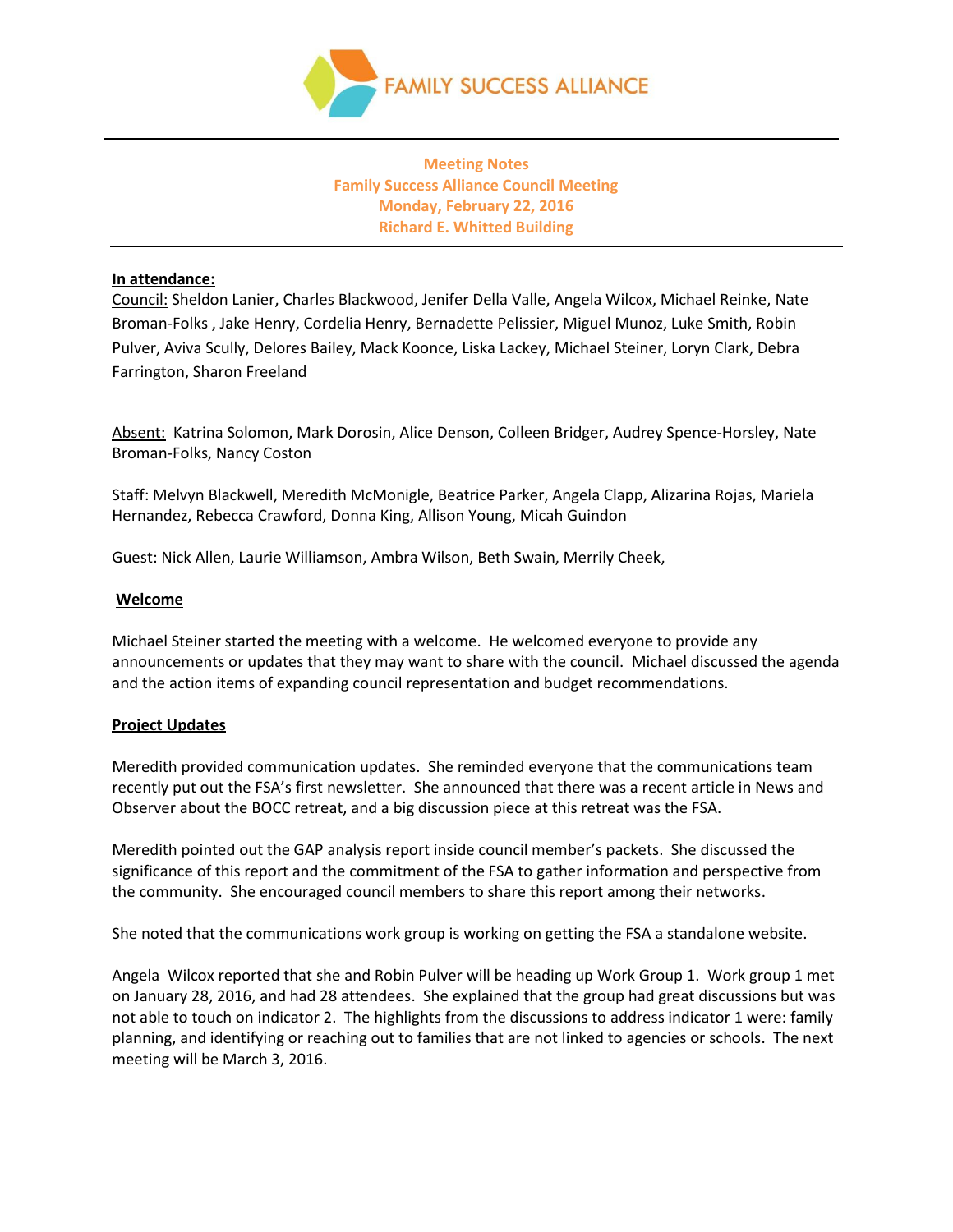FAMILY SUCCESS ALLIANCE

**Meeting Notes**
**Family Success Alliance Council Meeting**
**Monday, February 22, 2016**
**Richard E. Whitted Building**

---

**In attendance:**

Council: Sheldon Lanier, Charles Blackwood, Jenifer Della Valle, Angela Wilcox, Michael Reinke, Nate Broman-Folks , Jake Henry, Cordelia Henry, Bernadette Pelissier, Miguel Munoz, Luke Smith, Robin Pulver, Aviva Scully, Delores Bailey, Mack Koonce, Liska Lackey, Michael Steiner, Loryn Clark, Debra Farrington, Sharon Freeland

Absent: Katrina Solomon, Mark Dorosin, Alice Denson, Colleen Bridger, Audrey Spence-Horsley, Nate Broman-Folks, Nancy Coston

Staff: Melvyn Blackwell, Meredith McMonigle, Beatrice Parker, Angela Clapp, Alizarina Rojas, Mariela Hernandez, Rebecca Crawford, Donna King, Allison Young, Micah Guindon

Guest: Nick Allen, Laurie Williamson, Ambra Wilson, Beth Swain, Merrily Cheek,

**Welcome**

Michael Steiner started the meeting with a welcome. He welcomed everyone to provide any announcements or updates that they may want to share with the council. Michael discussed the agenda and the action items of expanding council representation and budget recommendations.

**Project Updates**

Meredith provided communication updates. She reminded everyone that the communications team recently put out the FSA's first newsletter. She announced that there was a recent article in News and Observer about the BOCC retreat, and a big discussion piece at this retreat was the FSA.

Meredith pointed out the GAP analysis report inside council member's packets. She discussed the significance of this report and the commitment of the FSA to gather information and perspective from the community. She encouraged council members to share this report among their networks.

She noted that the communications work group is working on getting the FSA a standalone website.

Angela Wilcox reported that she and Robin Pulver will be heading up Work Group 1. Work group 1 met on January 28, 2016, and had 28 attendees. She explained that the group had great discussions but was not able to touch on indicator 2. The highlights from the discussions to address indicator 1 were: family planning, and identifying or reaching out to families that are not linked to agencies or schools. The next meeting will be March 3, 2016.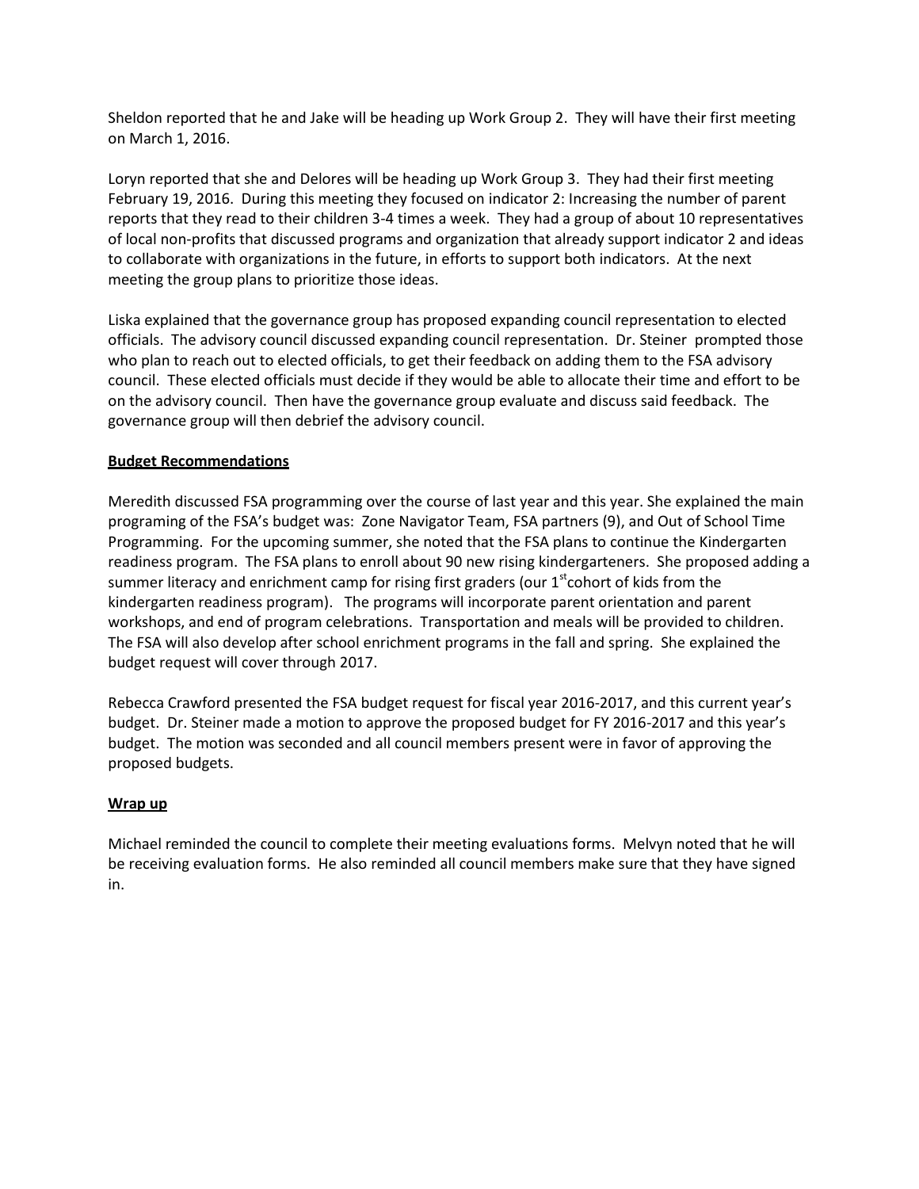Sheldon reported that he and Jake will be heading up Work Group 2. They will have their first meeting on March 1, 2016.

Loryn reported that she and Delores will be heading up Work Group 3. They had their first meeting February 19, 2016. During this meeting they focused on indicator 2: Increasing the number of parent reports that they read to their children 3-4 times a week. They had a group of about 10 representatives of local non-profits that discussed programs and organization that already support indicator 2 and ideas to collaborate with organizations in the future, in efforts to support both indicators. At the next meeting the group plans to prioritize those ideas.

Liska explained that the governance group has proposed expanding council representation to elected officials. The advisory council discussed expanding council representation. Dr. Steiner prompted those who plan to reach out to elected officials, to get their feedback on adding them to the FSA advisory council. These elected officials must decide if they would be able to allocate their time and effort to be on the advisory council. Then have the governance group evaluate and discuss said feedback. The governance group will then debrief the advisory council.

**Budget Recommendations**

Meredith discussed FSA programming over the course of last year and this year. She explained the main programing of the FSA's budget was: Zone Navigator Team, FSA partners (9), and Out of School Time Programming. For the upcoming summer, she noted that the FSA plans to continue the Kindergarten readiness program. The FSA plans to enroll about 90 new rising kindergarteners. She proposed adding a summer literacy and enrichment camp for rising first graders (our 1st cohort of kids from the kindergarten readiness program). The programs will incorporate parent orientation and parent workshops, and end of program celebrations. Transportation and meals will be provided to children. The FSA will also develop after school enrichment programs in the fall and spring. She explained the budget request will cover through 2017.

Rebecca Crawford presented the FSA budget request for fiscal year 2016-2017, and this current year's budget. Dr. Steiner made a motion to approve the proposed budget for FY 2016-2017 and this year's budget. The motion was seconded and all council members present were in favor of approving the proposed budgets.

**Wrap up**

Michael reminded the council to complete their meeting evaluations forms. Melvyn noted that he will be receiving evaluation forms. He also reminded all council members make sure that they have signed in.